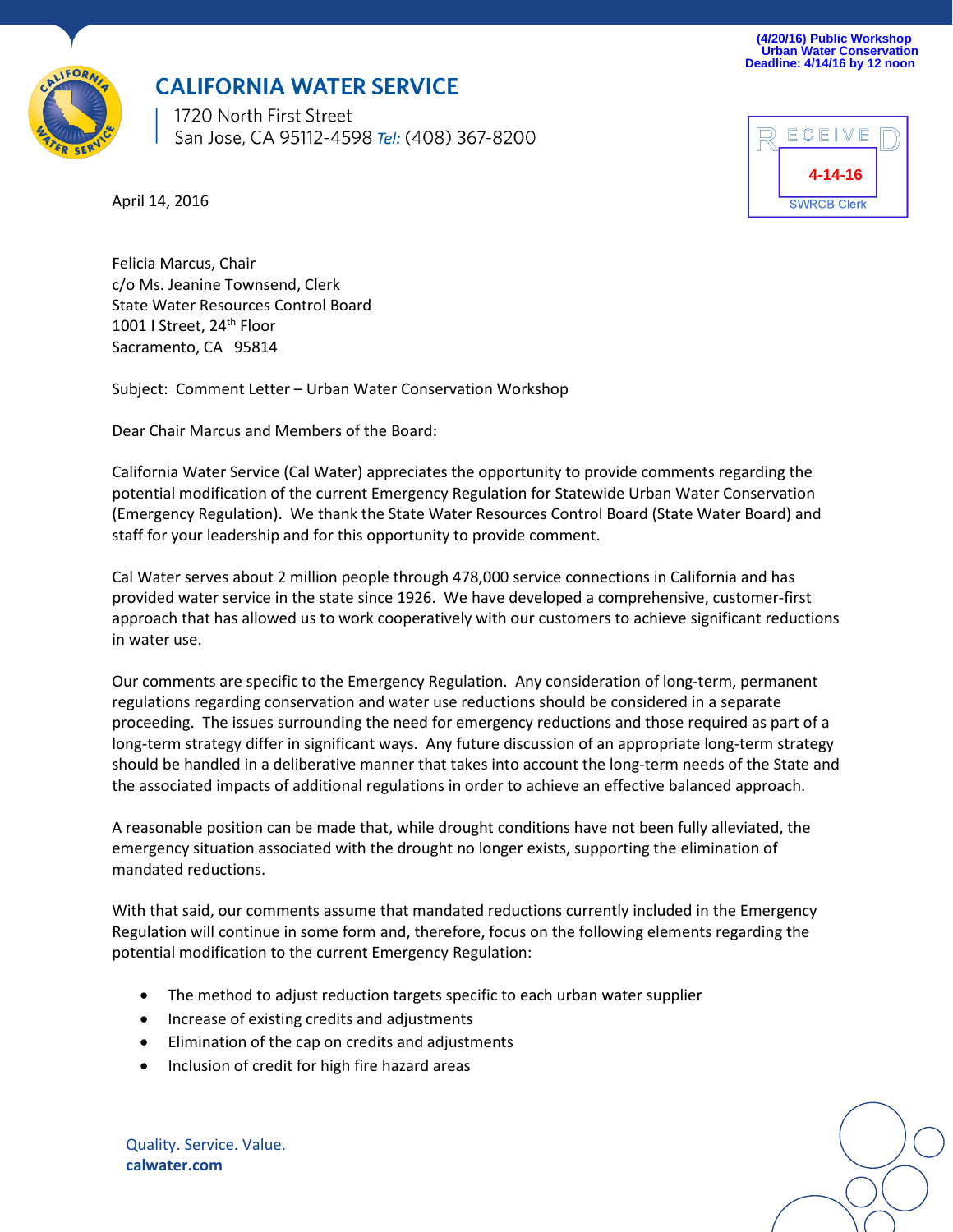(4/20/16) Public Workshop
Urban Water Conservation
Deadline: 4/14/16 by 12 noon

**CALIFORNIA WATER SERVICE**

1720 North First Street
San Jose, CA 95112-4598 *Tel:* (408) 367-8200

RECEIVED
4-14-16
SWRCB Clerk

April 14, 2016

Felicia Marcus, Chair
c/o Ms. Jeanine Townsend, Clerk
State Water Resources Control Board
1001 I Street, 24th Floor
Sacramento, CA 95814

Subject: Comment Letter – Urban Water Conservation Workshop

Dear Chair Marcus and Members of the Board:

California Water Service (Cal Water) appreciates the opportunity to provide comments regarding the potential modification of the current Emergency Regulation for Statewide Urban Water Conservation (Emergency Regulation). We thank the State Water Resources Control Board (State Water Board) and staff for your leadership and for this opportunity to provide comment.

Cal Water serves about 2 million people through 478,000 service connections in California and has provided water service in the state since 1926. We have developed a comprehensive, customer-first approach that has allowed us to work cooperatively with our customers to achieve significant reductions in water use.

Our comments are specific to the Emergency Regulation. Any consideration of long-term, permanent regulations regarding conservation and water use reductions should be considered in a separate proceeding. The issues surrounding the need for emergency reductions and those required as part of a long-term strategy differ in significant ways. Any future discussion of an appropriate long-term strategy should be handled in a deliberative manner that takes into account the long-term needs of the State and the associated impacts of additional regulations in order to achieve an effective balanced approach.

A reasonable position can be made that, while drought conditions have not been fully alleviated, the emergency situation associated with the drought no longer exists, supporting the elimination of mandated reductions.

With that said, our comments assume that mandated reductions currently included in the Emergency Regulation will continue in some form and, therefore, focus on the following elements regarding the potential modification to the current Emergency Regulation:

- The method to adjust reduction targets specific to each urban water supplier
- Increase of existing credits and adjustments
- Elimination of the cap on credits and adjustments
- Inclusion of credit for high fire hazard areas

Quality. Service. Value.
**calwater.com**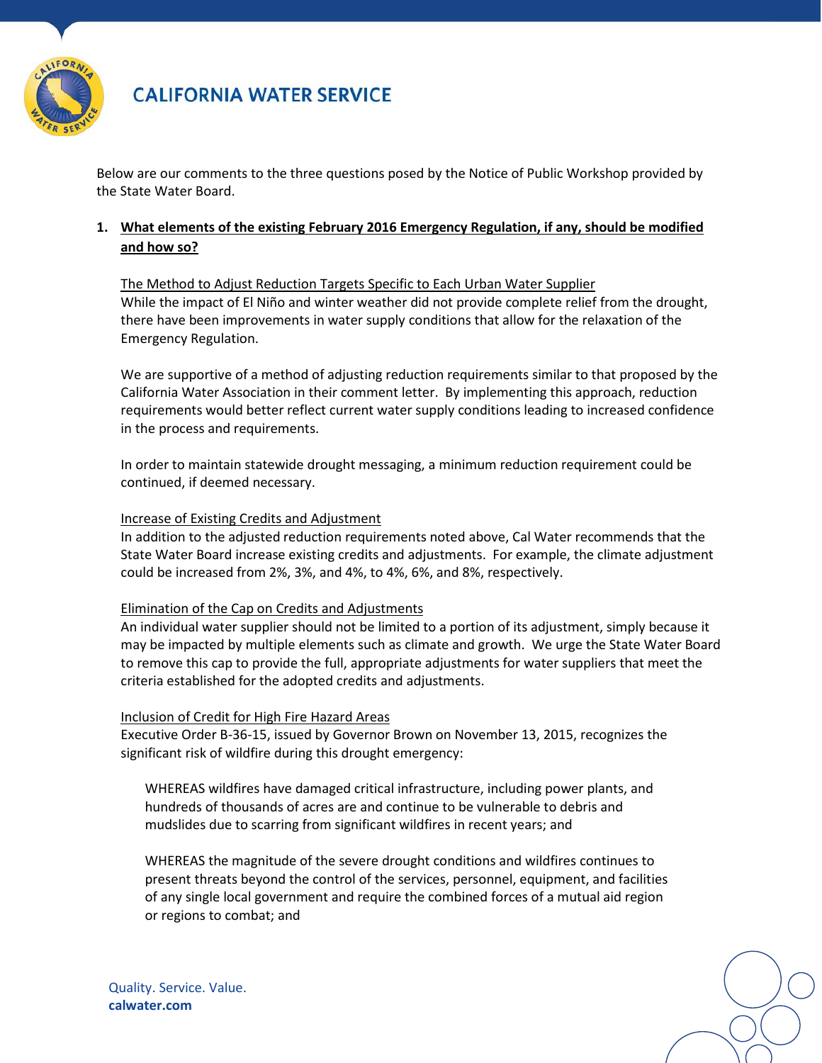Below are our comments to the three questions posed by the Notice of Public Workshop provided by the State Water Board.

1. **What elements of the existing February 2016 Emergency Regulation, if any, should be modified and how so?**

   The Method to Adjust Reduction Targets Specific to Each Urban Water Supplier
   While the impact of El Niño and winter weather did not provide complete relief from the drought, there have been improvements in water supply conditions that allow for the relaxation of the Emergency Regulation.

   We are supportive of a method of adjusting reduction requirements similar to that proposed by the California Water Association in their comment letter. By implementing this approach, reduction requirements would better reflect current water supply conditions leading to increased confidence in the process and requirements.

   In order to maintain statewide drought messaging, a minimum reduction requirement could be continued, if deemed necessary.

   Increase of Existing Credits and Adjustment
   In addition to the adjusted reduction requirements noted above, Cal Water recommends that the State Water Board increase existing credits and adjustments. For example, the climate adjustment could be increased from 2%, 3%, and 4%, to 4%, 6%, and 8%, respectively.

   Elimination of the Cap on Credits and Adjustments
   An individual water supplier should not be limited to a portion of its adjustment, simply because it may be impacted by multiple elements such as climate and growth. We urge the State Water Board to remove this cap to provide the full, appropriate adjustments for water suppliers that meet the criteria established for the adopted credits and adjustments.

   Inclusion of Credit for High Fire Hazard Areas
   Executive Order B-36-15, issued by Governor Brown on November 13, 2015, recognizes the significant risk of wildfire during this drought emergency:

   > WHEREAS wildfires have damaged critical infrastructure, including power plants, and hundreds of thousands of acres are and continue to be vulnerable to debris and mudslides due to scarring from significant wildfires in recent years; and
   >
   > WHEREAS the magnitude of the severe drought conditions and wildfires continues to present threats beyond the control of the services, personnel, equipment, and facilities of any single local government and require the combined forces of a mutual aid region or regions to combat; and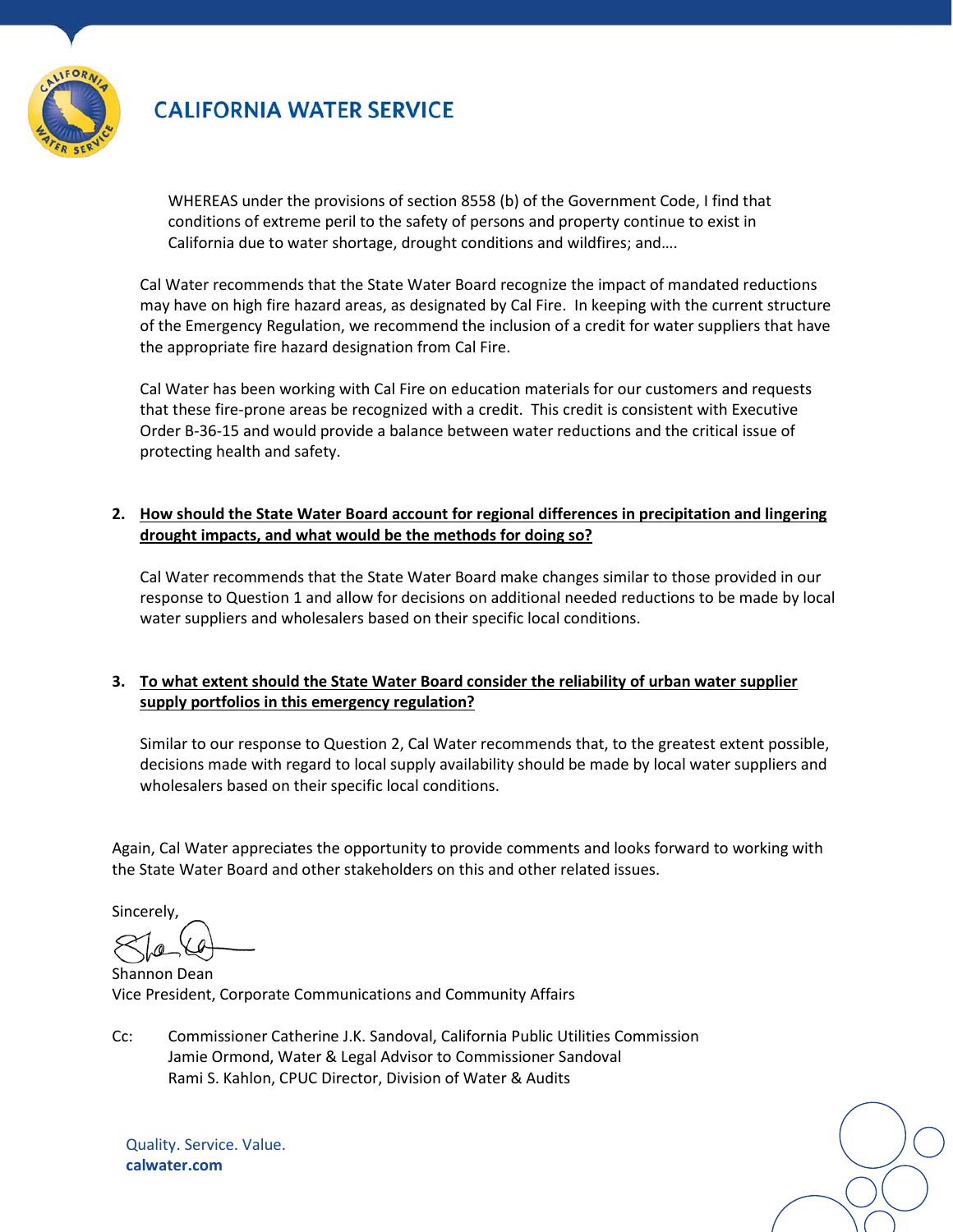> WHEREAS under the provisions of section 8558 (b) of the Government Code, I find that conditions of extreme peril to the safety of persons and property continue to exist in California due to water shortage, drought conditions and wildfires; and….

Cal Water recommends that the State Water Board recognize the impact of mandated reductions may have on high fire hazard areas, as designated by Cal Fire. In keeping with the current structure of the Emergency Regulation, we recommend the inclusion of a credit for water suppliers that have the appropriate fire hazard designation from Cal Fire.

Cal Water has been working with Cal Fire on education materials for our customers and requests that these fire-prone areas be recognized with a credit. This credit is consistent with Executive Order B-36-15 and would provide a balance between water reductions and the critical issue of protecting health and safety.

2. **How should the State Water Board account for regional differences in precipitation and lingering drought impacts, and what would be the methods for doing so?**

   Cal Water recommends that the State Water Board make changes similar to those provided in our response to Question 1 and allow for decisions on additional needed reductions to be made by local water suppliers and wholesalers based on their specific local conditions.

3. **To what extent should the State Water Board consider the reliability of urban water supplier supply portfolios in this emergency regulation?**

   Similar to our response to Question 2, Cal Water recommends that, to the greatest extent possible, decisions made with regard to local supply availability should be made by local water suppliers and wholesalers based on their specific local conditions.

Again, Cal Water appreciates the opportunity to provide comments and looks forward to working with the State Water Board and other stakeholders on this and other related issues.

Sincerely,

Shannon Dean
Vice President, Corporate Communications and Community Affairs

Cc: Commissioner Catherine J.K. Sandoval, California Public Utilities Commission
Jamie Ormond, Water & Legal Advisor to Commissioner Sandoval
Rami S. Kahlon, CPUC Director, Division of Water & Audits